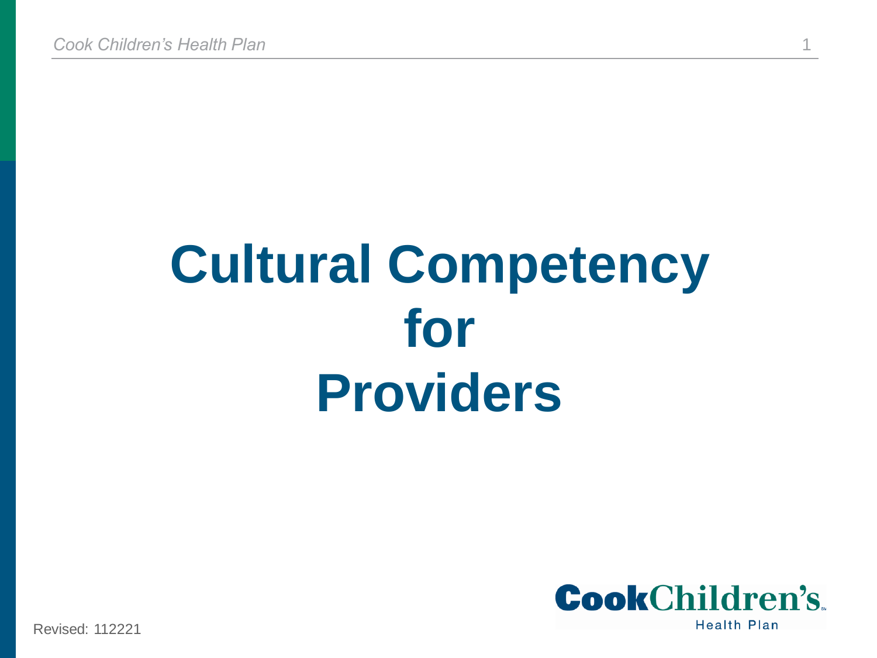# Cultural Competency for Providers

Revised: 112221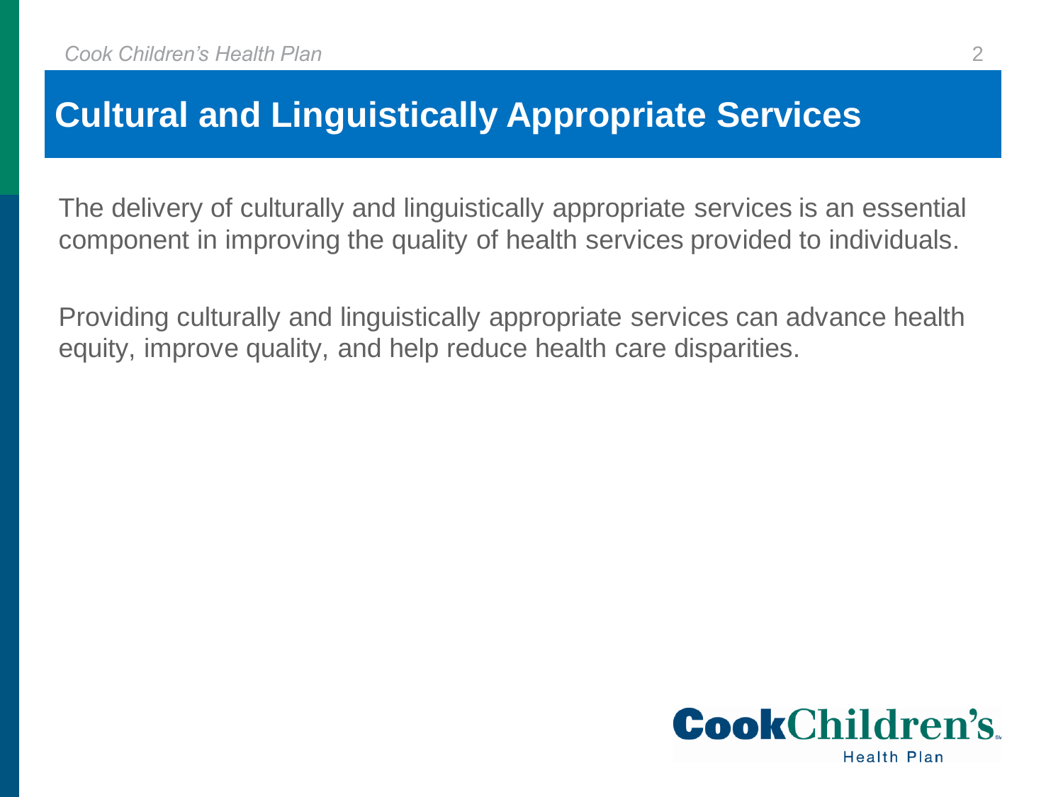# Cultural and Linguistically Appropriate Services

The delivery of culturally and linguistically appropriate services is an essential component in improving the quality of health services provided to individuals.

Providing culturally and linguistically appropriate services can advance health equity, improve quality, and help reduce health care disparities.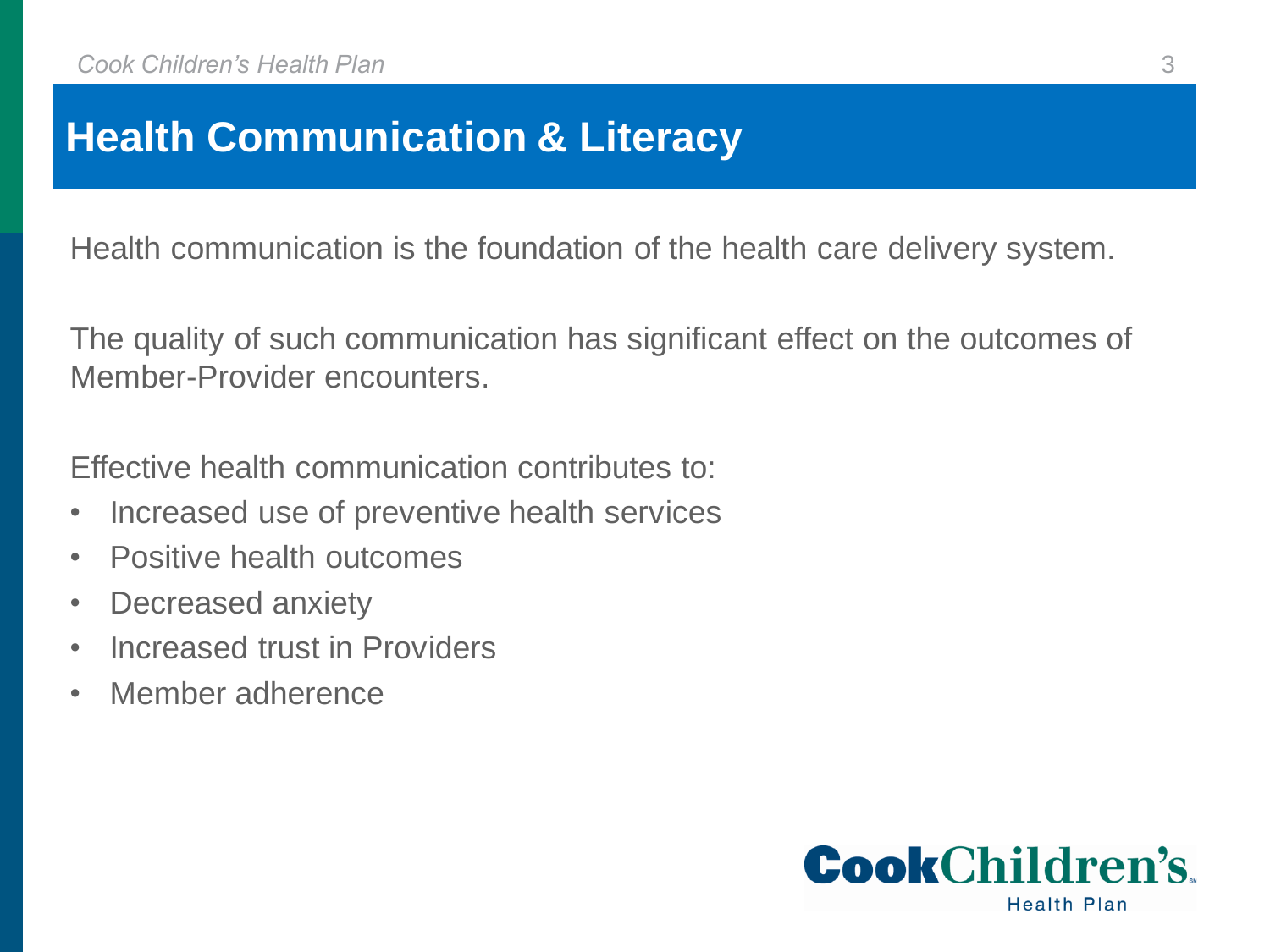# Health Communication & Literacy

Health communication is the foundation of the health care delivery system.

The quality of such communication has significant effect on the outcomes of Member-Provider encounters.

Effective health communication contributes to:

- Increased use of preventive health services
- Positive health outcomes
- Decreased anxiety
- Increased trust in Providers
- Member adherence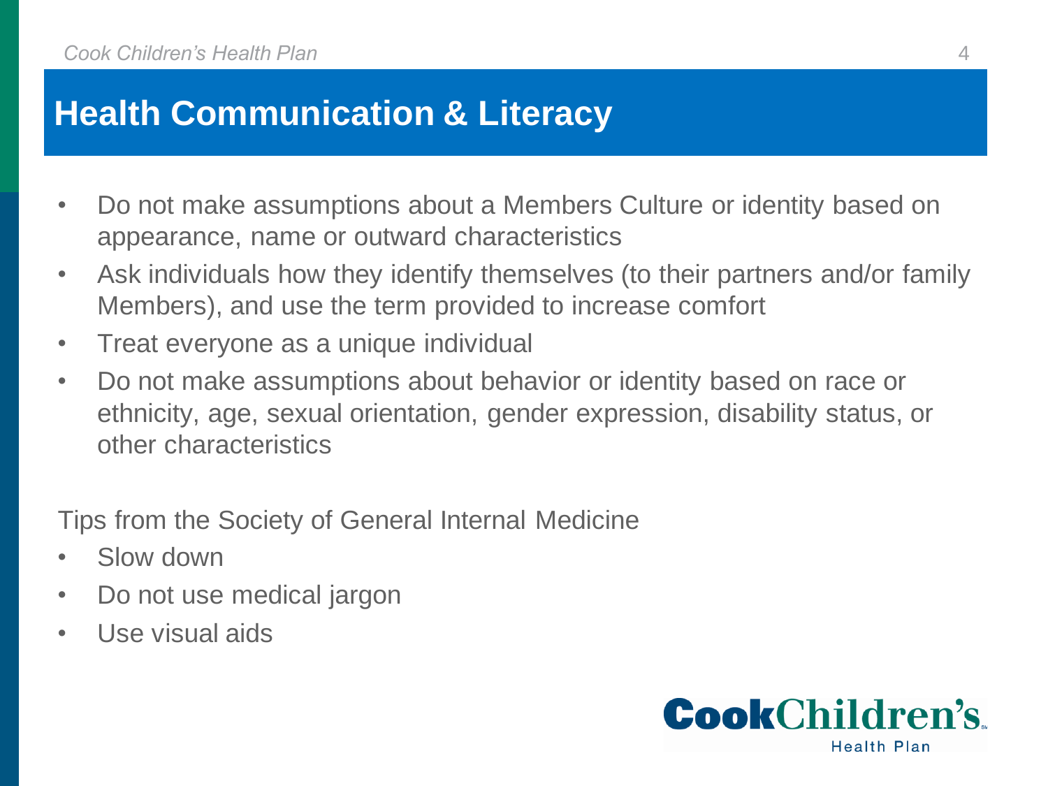# Health Communication & Literacy

- Do not make assumptions about a Members Culture or identity based on appearance, name or outward characteristics
- Ask individuals how they identify themselves (to their partners and/or family Members), and use the term provided to increase comfort
- Treat everyone as a unique individual
- Do not make assumptions about behavior or identity based on race or ethnicity, age, sexual orientation, gender expression, disability status, or other characteristics

Tips from the Society of General Internal Medicine

- Slow down
- Do not use medical jargon
- Use visual aids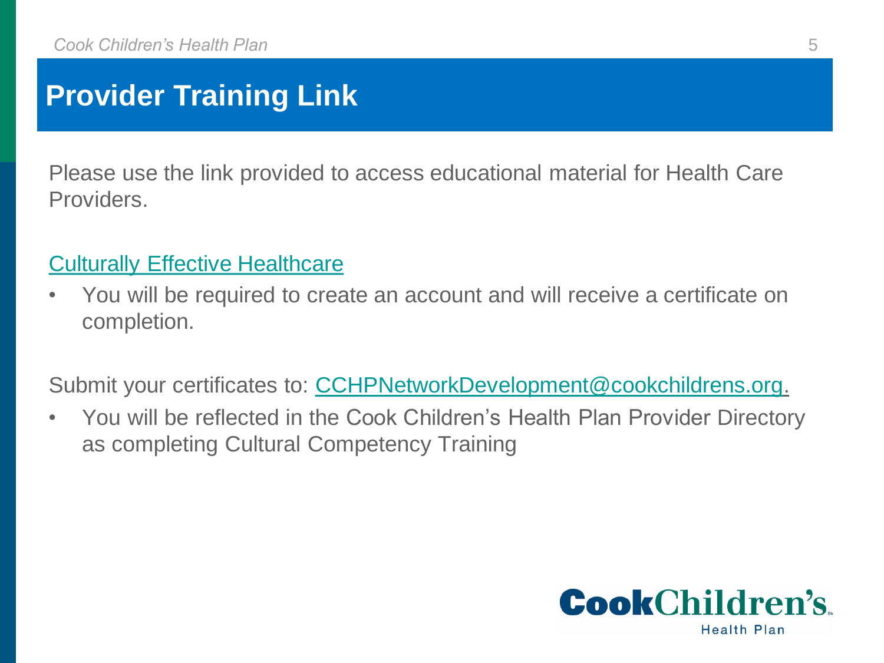# Provider Training Link

Please use the link provided to access educational material for Health Care Providers.

Culturally Effective Healthcare

- You will be required to create an account and will receive a certificate on completion.

Submit your certificates to: CCHPNetworkDevelopment@cookchildrens.org.

- You will be reflected in the Cook Children's Health Plan Provider Directory as completing Cultural Competency Training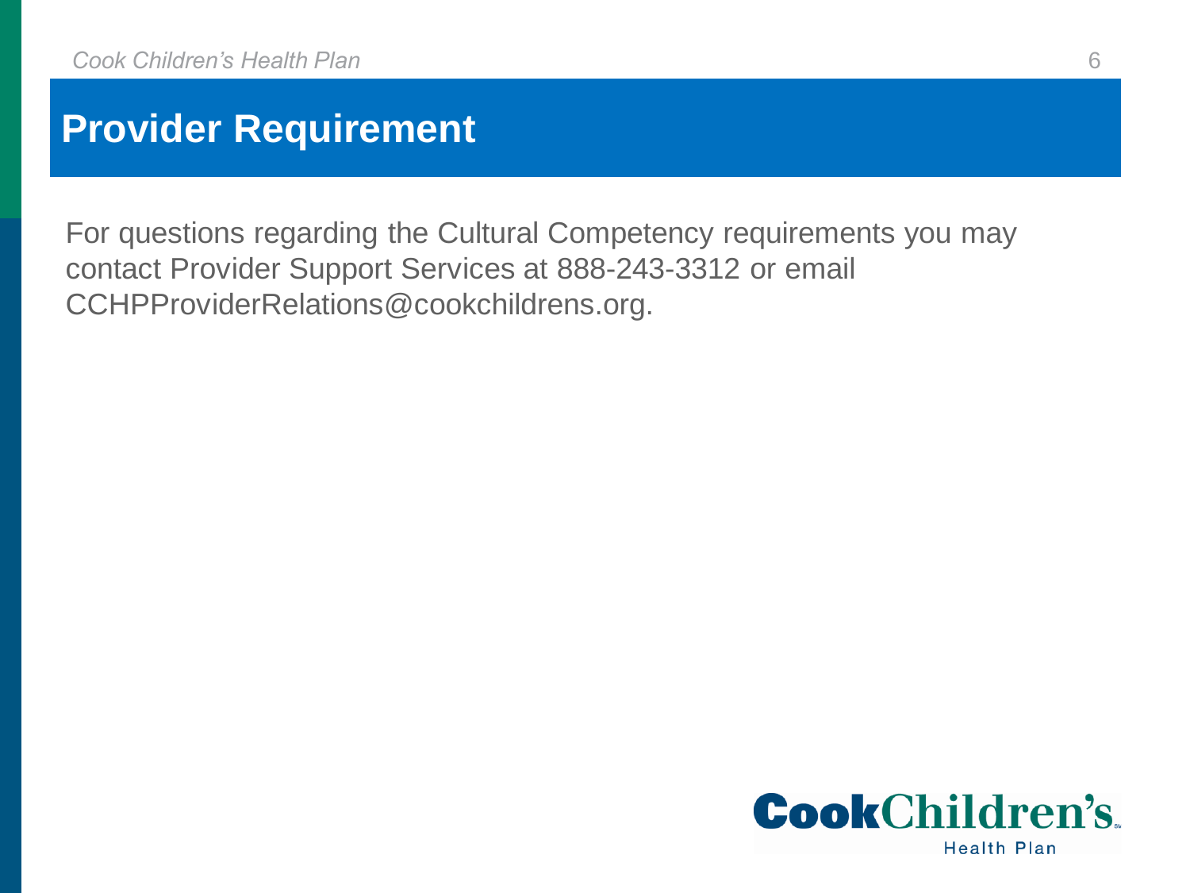## Provider Requirement

For questions regarding the Cultural Competency requirements you may contact Provider Support Services at 888-243-3312 or email CCHPProviderRelations@cookchildrens.org.